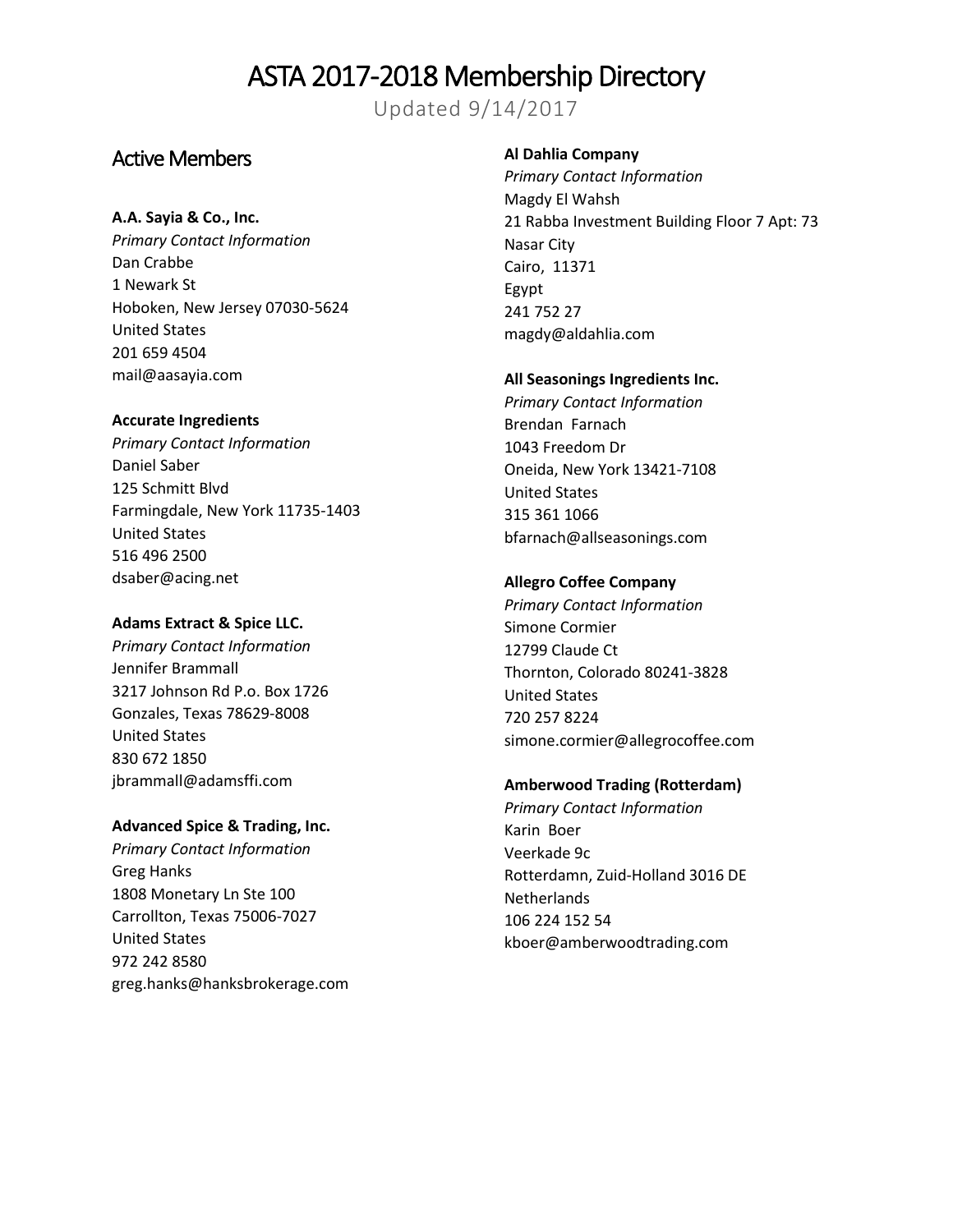# ASTA 2017-2018 Membership Directory

Updated 9/14/2017

## Active Members

**A.A. Sayia & Co., Inc.**
*Primary Contact Information*
Dan Crabbe
1 Newark St
Hoboken, New Jersey 07030-5624
United States
201 659 4504
mail@aasayia.com

**Accurate Ingredients**
*Primary Contact Information*
Daniel Saber
125 Schmitt Blvd
Farmingdale, New York 11735-1403
United States
516 496 2500
dsaber@acing.net

**Adams Extract & Spice LLC.**
*Primary Contact Information*
Jennifer Brammall
3217 Johnson Rd P.o. Box 1726
Gonzales, Texas 78629-8008
United States
830 672 1850
jbrammall@adamsffi.com

**Advanced Spice & Trading, Inc.**
*Primary Contact Information*
Greg Hanks
1808 Monetary Ln Ste 100
Carrollton, Texas 75006-7027
United States
972 242 8580
greg.hanks@hanksbrokerage.com

**Al Dahlia Company**
*Primary Contact Information*
Magdy El Wahsh
21 Rabba Investment Building Floor 7 Apt: 73
Nasar City
Cairo, 11371
Egypt
241 752 27
magdy@aldahlia.com

**All Seasonings Ingredients Inc.**
*Primary Contact Information*
Brendan Farnach
1043 Freedom Dr
Oneida, New York 13421-7108
United States
315 361 1066
bfarnach@allseasonings.com

**Allegro Coffee Company**
*Primary Contact Information*
Simone Cormier
12799 Claude Ct
Thornton, Colorado 80241-3828
United States
720 257 8224
simone.cormier@allegrocoffee.com

**Amberwood Trading (Rotterdam)**
*Primary Contact Information*
Karin Boer
Veerkade 9c
Rotterdamn, Zuid-Holland 3016 DE
Netherlands
106 224 152 54
kboer@amberwoodtrading.com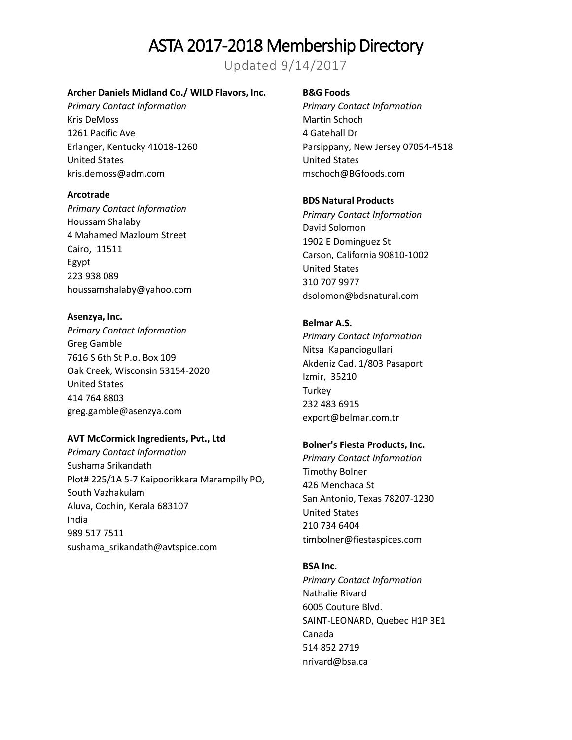# ASTA 2017-2018 Membership Directory

Updated 9/14/2017

**Archer Daniels Midland Co./ WILD Flavors, Inc.**
*Primary Contact Information*
Kris DeMoss
1261 Pacific Ave
Erlanger, Kentucky 41018-1260
United States
kris.demoss@adm.com

**Arcotrade**
*Primary Contact Information*
Houssam Shalaby
4 Mahamed Mazloum Street
Cairo, 11511
Egypt
223 938 089
houssamshalaby@yahoo.com

**Asenzya, Inc.**
*Primary Contact Information*
Greg Gamble
7616 S 6th St P.o. Box 109
Oak Creek, Wisconsin 53154-2020
United States
414 764 8803
greg.gamble@asenzya.com

**AVT McCormick Ingredients, Pvt., Ltd**
*Primary Contact Information*
Sushama Srikandath
Plot# 225/1A 5-7 Kaipoorikkara Marampilly PO,
South Vazhakulam
Aluva, Cochin, Kerala 683107
India
989 517 7511
sushama_srikandath@avtspice.com

**B&G Foods**
*Primary Contact Information*
Martin Schoch
4 Gatehall Dr
Parsippany, New Jersey 07054-4518
United States
mschoch@BGfoods.com

**BDS Natural Products**
*Primary Contact Information*
David Solomon
1902 E Dominguez St
Carson, California 90810-1002
United States
310 707 9977
dsolomon@bdsnatural.com

**Belmar A.S.**
*Primary Contact Information*
Nitsa Kapanciogullari
Akdeniz Cad. 1/803 Pasaport
Izmir, 35210
Turkey
232 483 6915
export@belmar.com.tr

**Bolner's Fiesta Products, Inc.**
*Primary Contact Information*
Timothy Bolner
426 Menchaca St
San Antonio, Texas 78207-1230
United States
210 734 6404
timbolner@fiestaspices.com

**BSA Inc.**
*Primary Contact Information*
Nathalie Rivard
6005 Couture Blvd.
SAINT-LEONARD, Quebec H1P 3E1
Canada
514 852 2719
nrivard@bsa.ca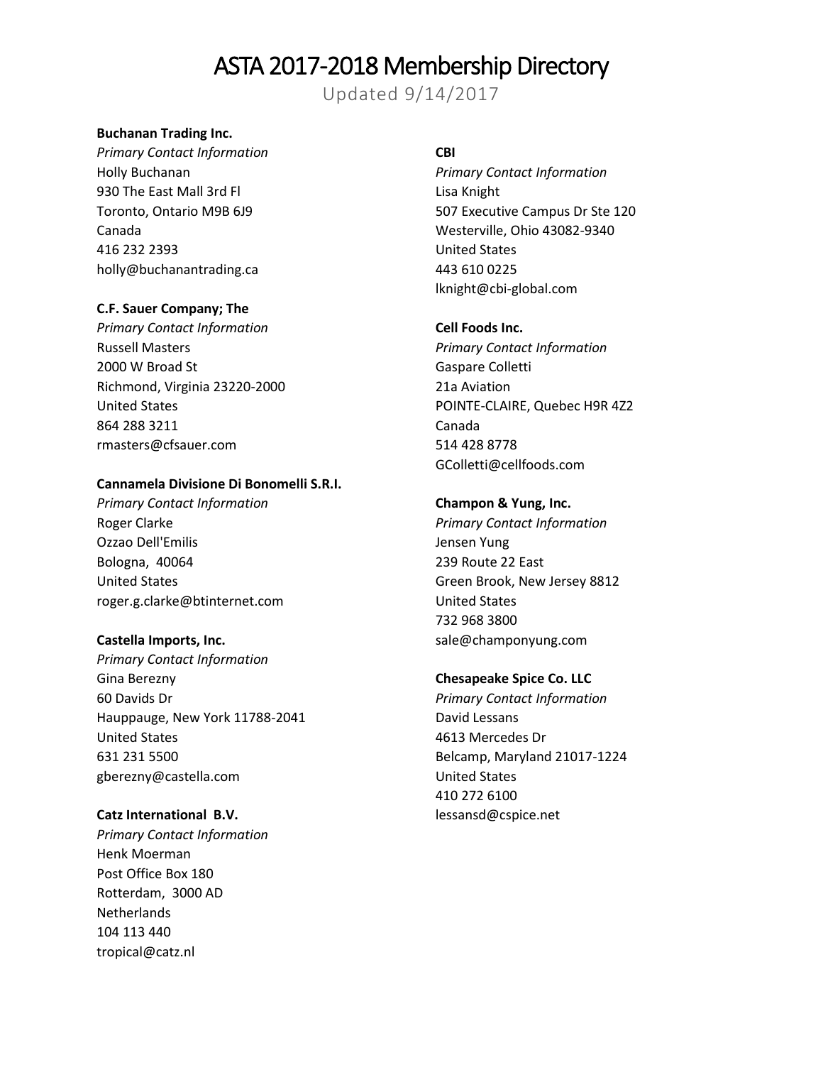# ASTA 2017-2018 Membership Directory

Updated 9/14/2017

**Buchanan Trading Inc.**
*Primary Contact Information*
Holly Buchanan
930 The East Mall 3rd Fl
Toronto, Ontario M9B 6J9
Canada
416 232 2393
holly@buchanantrading.ca

**C.F. Sauer Company; The**
*Primary Contact Information*
Russell Masters
2000 W Broad St
Richmond, Virginia 23220-2000
United States
864 288 3211
rmasters@cfsauer.com

**Cannamela Divisione Di Bonomelli S.R.I.**
*Primary Contact Information*
Roger Clarke
Ozzao Dell'Emilis
Bologna, 40064
United States
roger.g.clarke@btinternet.com

**Castella Imports, Inc.**
*Primary Contact Information*
Gina Berezny
60 Davids Dr
Hauppauge, New York 11788-2041
United States
631 231 5500
gberezny@castella.com

**Catz International B.V.**
*Primary Contact Information*
Henk Moerman
Post Office Box 180
Rotterdam, 3000 AD
Netherlands
104 113 440
tropical@catz.nl

**CBI**
*Primary Contact Information*
Lisa Knight
507 Executive Campus Dr Ste 120
Westerville, Ohio 43082-9340
United States
443 610 0225
lknight@cbi-global.com

**Cell Foods Inc.**
*Primary Contact Information*
Gaspare Colletti
21a Aviation
POINTE-CLAIRE, Quebec H9R 4Z2
Canada
514 428 8778
GColletti@cellfoods.com

**Champon & Yung, Inc.**
*Primary Contact Information*
Jensen Yung
239 Route 22 East
Green Brook, New Jersey 8812
United States
732 968 3800
sale@champonyung.com

**Chesapeake Spice Co. LLC**
*Primary Contact Information*
David Lessans
4613 Mercedes Dr
Belcamp, Maryland 21017-1224
United States
410 272 6100
lessansd@cspice.net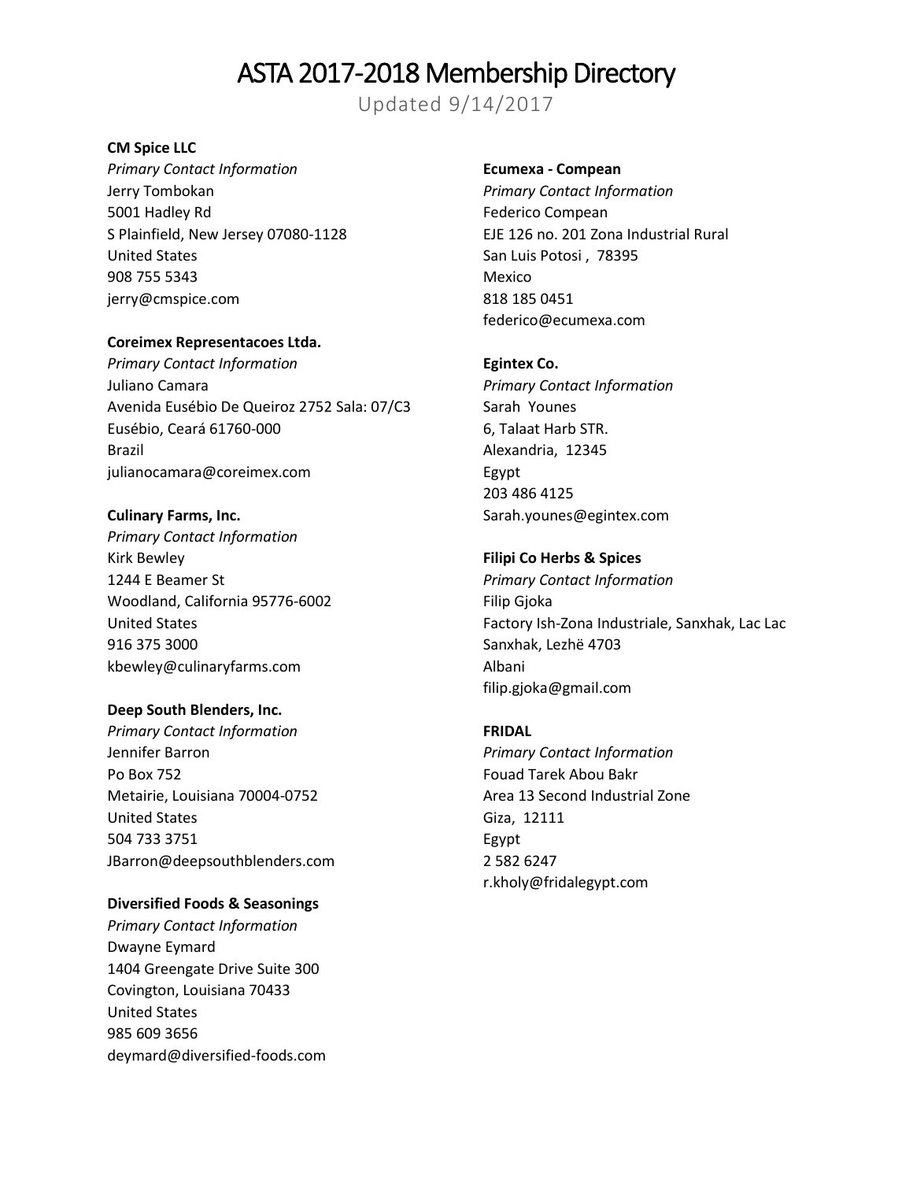# ASTA 2017-2018 Membership Directory

Updated 9/14/2017

**CM Spice LLC**
*Primary Contact Information*
Jerry Tombokan
5001 Hadley Rd
S Plainfield, New Jersey 07080-1128
United States
908 755 5343
jerry@cmspice.com

**Coreimex Representacoes Ltda.**
*Primary Contact Information*
Juliano Camara
Avenida Eusébio De Queiroz 2752 Sala: 07/C3
Eusébio, Ceará 61760-000
Brazil
julianocamara@coreimex.com

**Culinary Farms, Inc.**
*Primary Contact Information*
Kirk Bewley
1244 E Beamer St
Woodland, California 95776-6002
United States
916 375 3000
kbewley@culinaryfarms.com

**Deep South Blenders, Inc.**
*Primary Contact Information*
Jennifer Barron
Po Box 752
Metairie, Louisiana 70004-0752
United States
504 733 3751
JBarron@deepsouthblenders.com

**Diversified Foods & Seasonings**
*Primary Contact Information*
Dwayne Eymard
1404 Greengate Drive Suite 300
Covington, Louisiana 70433
United States
985 609 3656
deymard@diversified-foods.com

**Ecumexa - Compean**
*Primary Contact Information*
Federico Compean
EJE 126 no. 201 Zona Industrial Rural
San Luis Potosi , 78395
Mexico
818 185 0451
federico@ecumexa.com

**Egintex Co.**
*Primary Contact Information*
Sarah Younes
6, Talaat Harb STR.
Alexandria, 12345
Egypt
203 486 4125
Sarah.younes@egintex.com

**Filipi Co Herbs & Spices**
*Primary Contact Information*
Filip Gjoka
Factory Ish-Zona Industriale, Sanxhak, Lac Lac
Sanxhak, Lezhë 4703
Albani
filip.gjoka@gmail.com

**FRIDAL**
*Primary Contact Information*
Fouad Tarek Abou Bakr
Area 13 Second Industrial Zone
Giza, 12111
Egypt
2 582 6247
r.kholy@fridalegypt.com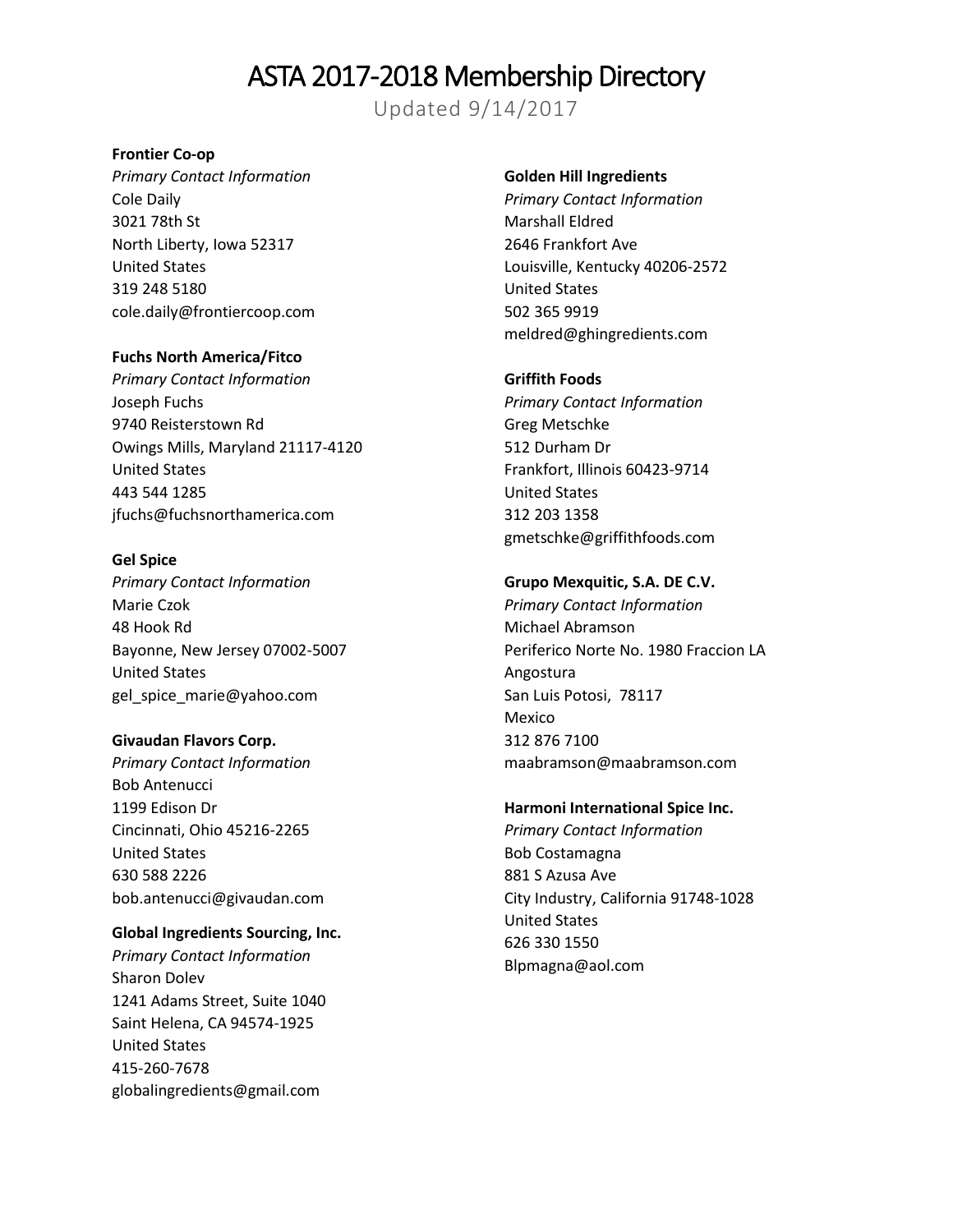# ASTA 2017-2018 Membership Directory

Updated 9/14/2017

**Frontier Co-op**
*Primary Contact Information*
Cole Daily
3021 78th St
North Liberty, Iowa 52317
United States
319 248 5180
cole.daily@frontiercoop.com

**Fuchs North America/Fitco**
*Primary Contact Information*
Joseph Fuchs
9740 Reisterstown Rd
Owings Mills, Maryland 21117-4120
United States
443 544 1285
jfuchs@fuchsnorthamerica.com

**Gel Spice**
*Primary Contact Information*
Marie Czok
48 Hook Rd
Bayonne, New Jersey 07002-5007
United States
gel_spice_marie@yahoo.com

**Givaudan Flavors Corp.**
*Primary Contact Information*
Bob Antenucci
1199 Edison Dr
Cincinnati, Ohio 45216-2265
United States
630 588 2226
bob.antenucci@givaudan.com

**Global Ingredients Sourcing, Inc.**
*Primary Contact Information*
Sharon Dolev
1241 Adams Street, Suite 1040
Saint Helena, CA 94574-1925
United States
415-260-7678
globalingredients@gmail.com

**Golden Hill Ingredients**
*Primary Contact Information*
Marshall Eldred
2646 Frankfort Ave
Louisville, Kentucky 40206-2572
United States
502 365 9919
meldred@ghingredients.com

**Griffith Foods**
*Primary Contact Information*
Greg Metschke
512 Durham Dr
Frankfort, Illinois 60423-9714
United States
312 203 1358
gmetschke@griffithfoods.com

**Grupo Mexquitic, S.A. DE C.V.**
*Primary Contact Information*
Michael Abramson
Periferico Norte No. 1980 Fraccion LA
Angostura
San Luis Potosi, 78117
Mexico
312 876 7100
maabramson@maabramson.com

**Harmoni International Spice Inc.**
*Primary Contact Information*
Bob Costamagna
881 S Azusa Ave
City Industry, California 91748-1028
United States
626 330 1550
Blpmagna@aol.com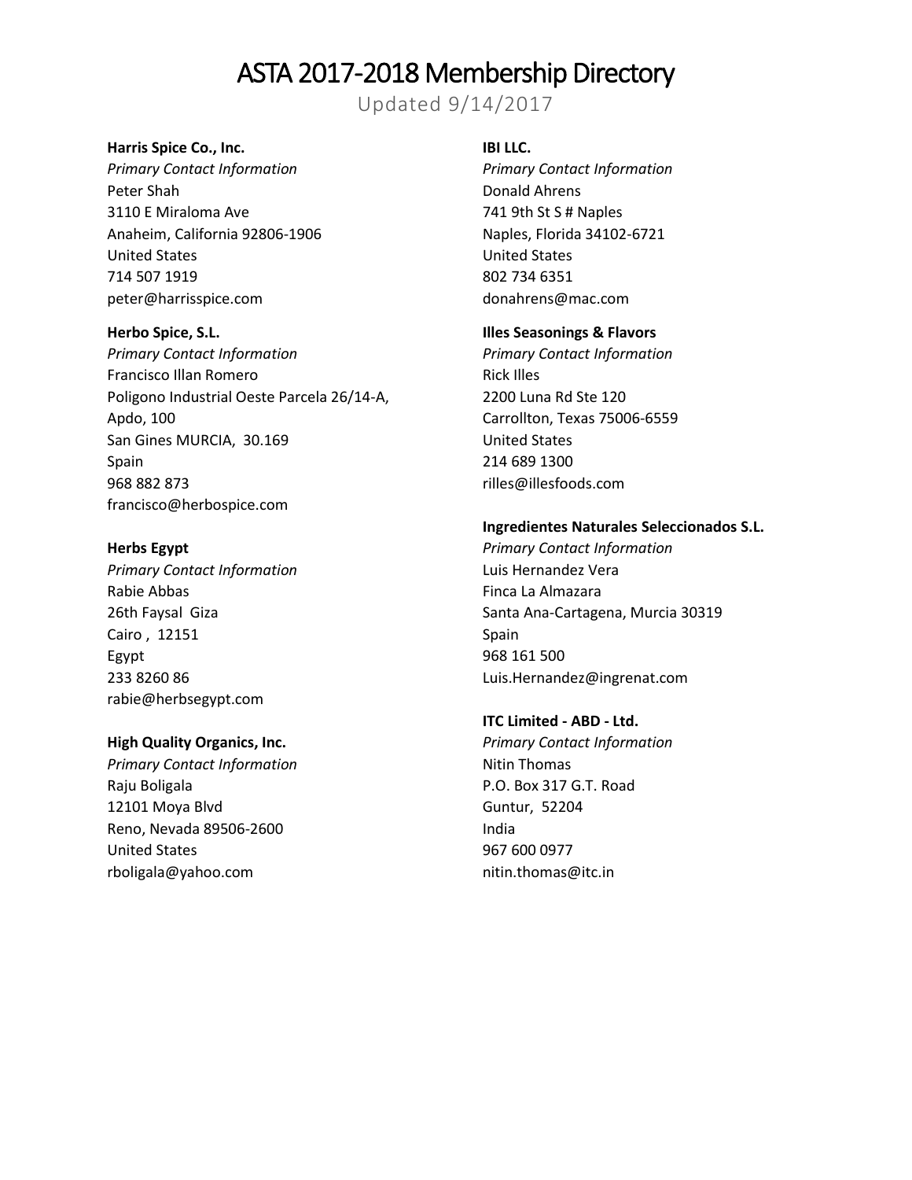# ASTA 2017-2018 Membership Directory

Updated 9/14/2017

**Harris Spice Co., Inc.**
*Primary Contact Information*
Peter Shah
3110 E Miraloma Ave
Anaheim, California 92806-1906
United States
714 507 1919
peter@harrisspice.com

**Herbo Spice, S.L.**
*Primary Contact Information*
Francisco Illan Romero
Poligono Industrial Oeste Parcela 26/14-A,
Apdo, 100
San Gines MURCIA, 30.169
Spain
968 882 873
francisco@herbospice.com

**Herbs Egypt**
*Primary Contact Information*
Rabie Abbas
26th Faysal Giza
Cairo , 12151
Egypt
233 8260 86
rabie@herbsegypt.com

**High Quality Organics, Inc.**
*Primary Contact Information*
Raju Boligala
12101 Moya Blvd
Reno, Nevada 89506-2600
United States
rboligala@yahoo.com

**IBI LLC.**
*Primary Contact Information*
Donald Ahrens
741 9th St S # Naples
Naples, Florida 34102-6721
United States
802 734 6351
donahrens@mac.com

**Illes Seasonings & Flavors**
*Primary Contact Information*
Rick Illes
2200 Luna Rd Ste 120
Carrollton, Texas 75006-6559
United States
214 689 1300
rilles@illesfoods.com

**Ingredientes Naturales Seleccionados S.L.**
*Primary Contact Information*
Luis Hernandez Vera
Finca La Almazara
Santa Ana-Cartagena, Murcia 30319
Spain
968 161 500
Luis.Hernandez@ingrenat.com

**ITC Limited - ABD - Ltd.**
*Primary Contact Information*
Nitin Thomas
P.O. Box 317 G.T. Road
Guntur, 52204
India
967 600 0977
nitin.thomas@itc.in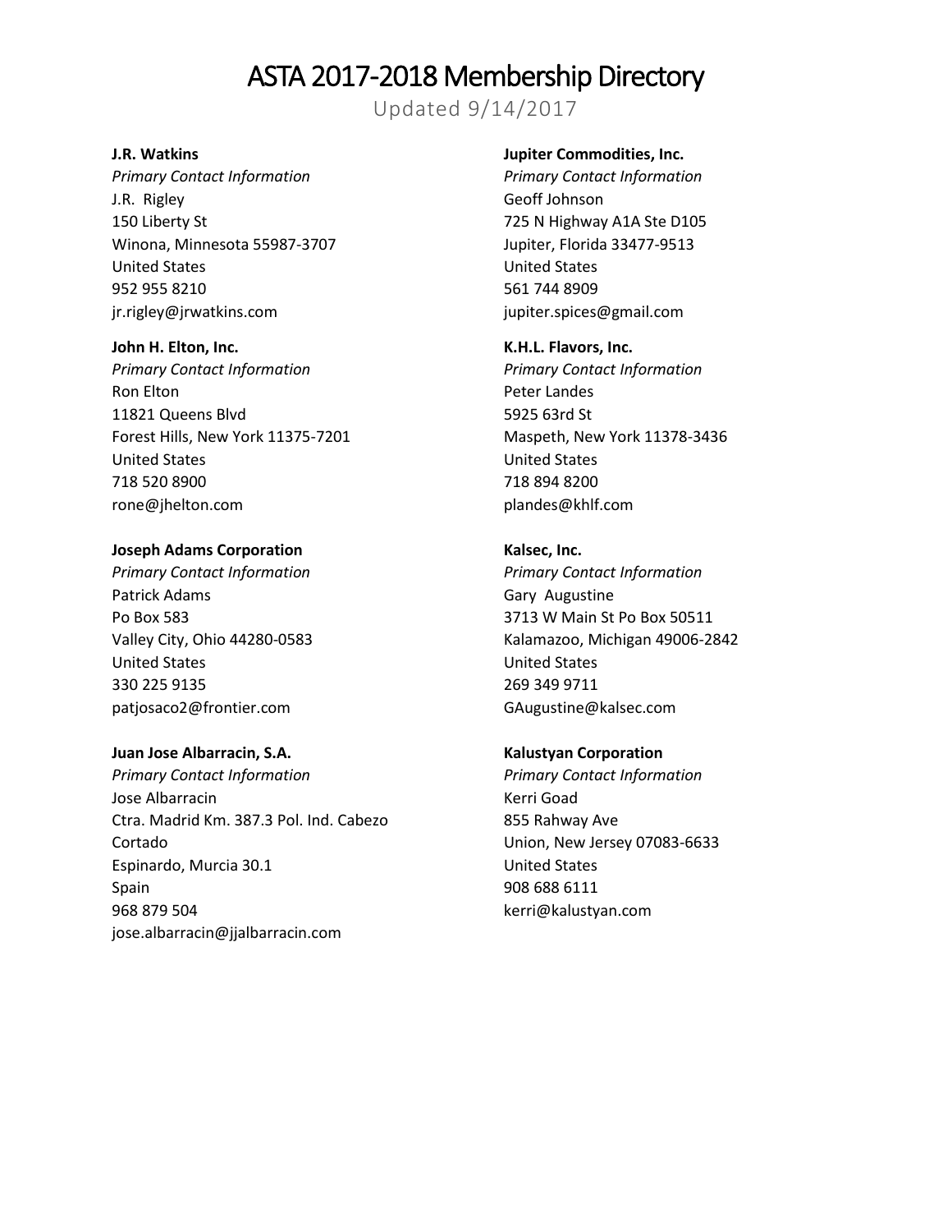# ASTA 2017-2018 Membership Directory

Updated 9/14/2017

**J.R. Watkins**
*Primary Contact Information*
J.R. Rigley
150 Liberty St
Winona, Minnesota 55987-3707
United States
952 955 8210
jr.rigley@jrwatkins.com

**John H. Elton, Inc.**
*Primary Contact Information*
Ron Elton
11821 Queens Blvd
Forest Hills, New York 11375-7201
United States
718 520 8900
rone@jhelton.com

**Joseph Adams Corporation**
*Primary Contact Information*
Patrick Adams
Po Box 583
Valley City, Ohio 44280-0583
United States
330 225 9135
patjosaco2@frontier.com

**Juan Jose Albarracin, S.A.**
*Primary Contact Information*
Jose Albarracin
Ctra. Madrid Km. 387.3 Pol. Ind. Cabezo Cortado
Espinardo, Murcia 30.1
Spain
968 879 504
jose.albarracin@jjalbarracin.com

**Jupiter Commodities, Inc.**
*Primary Contact Information*
Geoff Johnson
725 N Highway A1A Ste D105
Jupiter, Florida 33477-9513
United States
561 744 8909
jupiter.spices@gmail.com

**K.H.L. Flavors, Inc.**
*Primary Contact Information*
Peter Landes
5925 63rd St
Maspeth, New York 11378-3436
United States
718 894 8200
plandes@khlf.com

**Kalsec, Inc.**
*Primary Contact Information*
Gary Augustine
3713 W Main St Po Box 50511
Kalamazoo, Michigan 49006-2842
United States
269 349 9711
GAugustine@kalsec.com

**Kalustyan Corporation**
*Primary Contact Information*
Kerri Goad
855 Rahway Ave
Union, New Jersey 07083-6633
United States
908 688 6111
kerri@kalustyan.com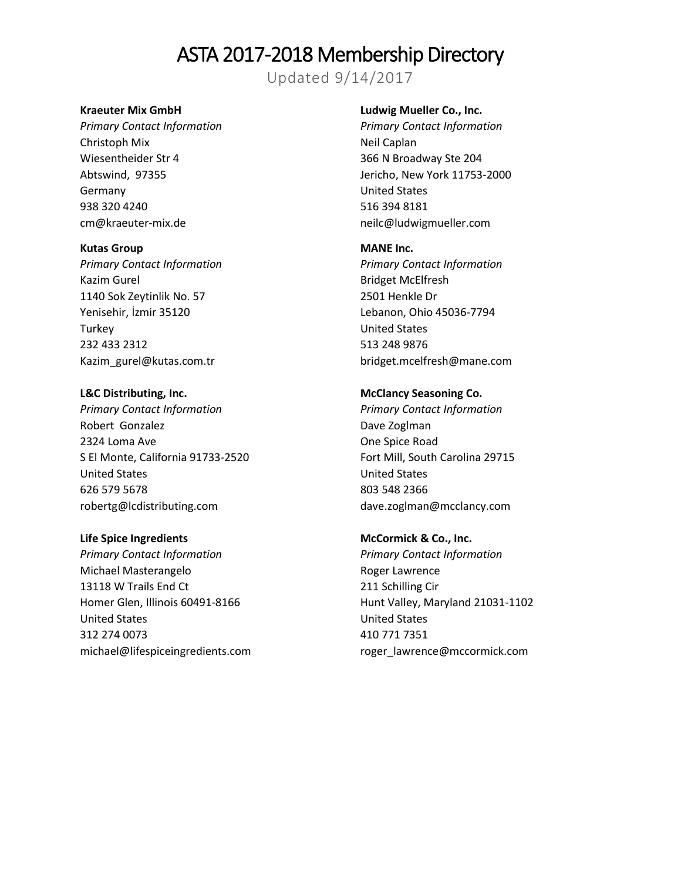# ASTA 2017-2018 Membership Directory

Updated 9/14/2017

**Kraeuter Mix GmbH**
*Primary Contact Information*
Christoph Mix
Wiesentheider Str 4
Abtswind, 97355
Germany
938 320 4240
cm@kraeuter-mix.de

**Kutas Group**
*Primary Contact Information*
Kazim Gurel
1140 Sok Zeytinlik No. 57
Yenisehir, İzmir 35120
Turkey
232 433 2312
Kazim_gurel@kutas.com.tr

**L&C Distributing, Inc.**
*Primary Contact Information*
Robert Gonzalez
2324 Loma Ave
S El Monte, California 91733-2520
United States
626 579 5678
robertg@lcdistributing.com

**Life Spice Ingredients**
*Primary Contact Information*
Michael Masterangelo
13118 W Trails End Ct
Homer Glen, Illinois 60491-8166
United States
312 274 0073
michael@lifespiceingredients.com

**Ludwig Mueller Co., Inc.**
*Primary Contact Information*
Neil Caplan
366 N Broadway Ste 204
Jericho, New York 11753-2000
United States
516 394 8181
neilc@ludwigmueller.com

**MANE Inc.**
*Primary Contact Information*
Bridget McElfresh
2501 Henkle Dr
Lebanon, Ohio 45036-7794
United States
513 248 9876
bridget.mcelfresh@mane.com

**McClancy Seasoning Co.**
*Primary Contact Information*
Dave Zoglman
One Spice Road
Fort Mill, South Carolina 29715
United States
803 548 2366
dave.zoglman@mcclancy.com

**McCormick & Co., Inc.**
*Primary Contact Information*
Roger Lawrence
211 Schilling Cir
Hunt Valley, Maryland 21031-1102
United States
410 771 7351
roger_lawrence@mccormick.com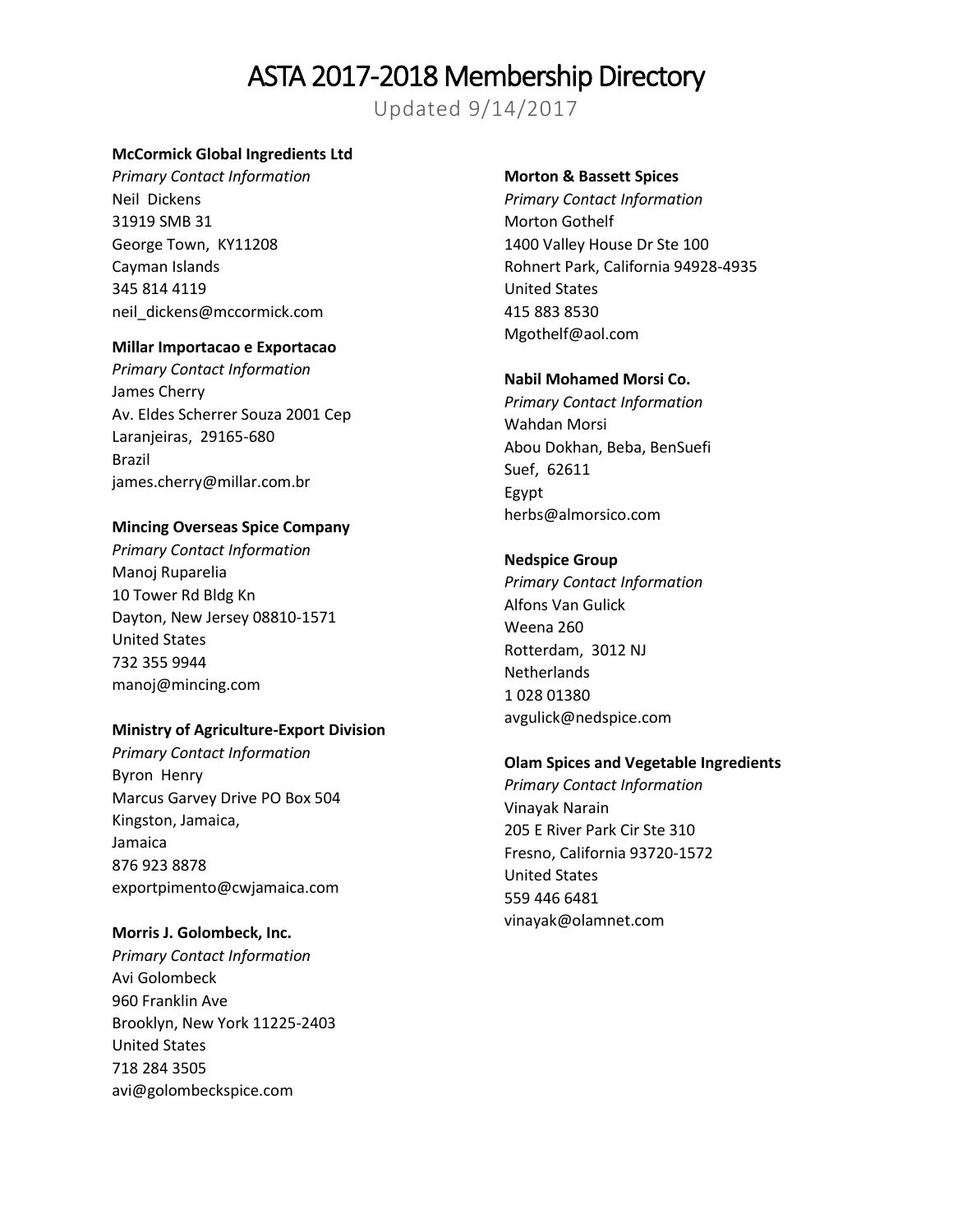# ASTA 2017-2018 Membership Directory

Updated 9/14/2017

**McCormick Global Ingredients Ltd**
*Primary Contact Information*
Neil Dickens
31919 SMB 31
George Town, KY11208
Cayman Islands
345 814 4119
neil_dickens@mccormick.com

**Millar Importacao e Exportacao**
*Primary Contact Information*
James Cherry
Av. Eldes Scherrer Souza 2001 Cep
Laranjeiras, 29165-680
Brazil
james.cherry@millar.com.br

**Mincing Overseas Spice Company**
*Primary Contact Information*
Manoj Ruparelia
10 Tower Rd Bldg Kn
Dayton, New Jersey 08810-1571
United States
732 355 9944
manoj@mincing.com

**Ministry of Agriculture-Export Division**
*Primary Contact Information*
Byron Henry
Marcus Garvey Drive PO Box 504
Kingston, Jamaica,
Jamaica
876 923 8878
exportpimento@cwjamaica.com

**Morris J. Golombeck, Inc.**
*Primary Contact Information*
Avi Golombeck
960 Franklin Ave
Brooklyn, New York 11225-2403
United States
718 284 3505
avi@golombeckspice.com

**Morton & Bassett Spices**
*Primary Contact Information*
Morton Gothelf
1400 Valley House Dr Ste 100
Rohnert Park, California 94928-4935
United States
415 883 8530
Mgothelf@aol.com

**Nabil Mohamed Morsi Co.**
*Primary Contact Information*
Wahdan Morsi
Abou Dokhan, Beba, BenSuefi
Suef, 62611
Egypt
herbs@almorsico.com

**Nedspice Group**
*Primary Contact Information*
Alfons Van Gulick
Weena 260
Rotterdam, 3012 NJ
Netherlands
1 028 01380
avgulick@nedspice.com

**Olam Spices and Vegetable Ingredients**
*Primary Contact Information*
Vinayak Narain
205 E River Park Cir Ste 310
Fresno, California 93720-1572
United States
559 446 6481
vinayak@olamnet.com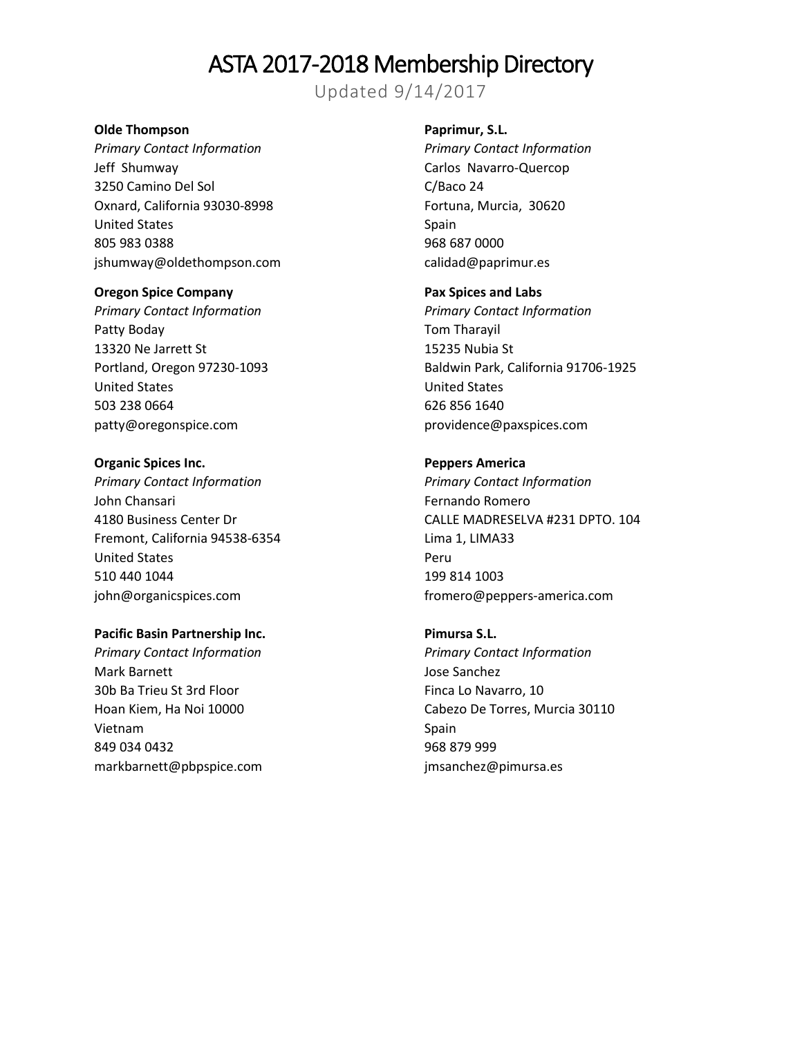# ASTA 2017-2018 Membership Directory

Updated 9/14/2017

**Olde Thompson**
*Primary Contact Information*
Jeff Shumway
3250 Camino Del Sol
Oxnard, California 93030-8998
United States
805 983 0388
jshumway@oldethompson.com

**Oregon Spice Company**
*Primary Contact Information*
Patty Boday
13320 Ne Jarrett St
Portland, Oregon 97230-1093
United States
503 238 0664
patty@oregonspice.com

**Organic Spices Inc.**
*Primary Contact Information*
John Chansari
4180 Business Center Dr
Fremont, California 94538-6354
United States
510 440 1044
john@organicspices.com

**Pacific Basin Partnership Inc.**
*Primary Contact Information*
Mark Barnett
30b Ba Trieu St 3rd Floor
Hoan Kiem, Ha Noi 10000
Vietnam
849 034 0432
markbarnett@pbpspice.com

**Paprimur, S.L.**
*Primary Contact Information*
Carlos Navarro-Quercop
C/Baco 24
Fortuna, Murcia, 30620
Spain
968 687 0000
calidad@paprimur.es

**Pax Spices and Labs**
*Primary Contact Information*
Tom Tharayil
15235 Nubia St
Baldwin Park, California 91706-1925
United States
626 856 1640
providence@paxspices.com

**Peppers America**
*Primary Contact Information*
Fernando Romero
CALLE MADRESELVA #231 DPTO. 104
Lima 1, LIMA33
Peru
199 814 1003
fromero@peppers-america.com

**Pimursa S.L.**
*Primary Contact Information*
Jose Sanchez
Finca Lo Navarro, 10
Cabezo De Torres, Murcia 30110
Spain
968 879 999
jmsanchez@pimursa.es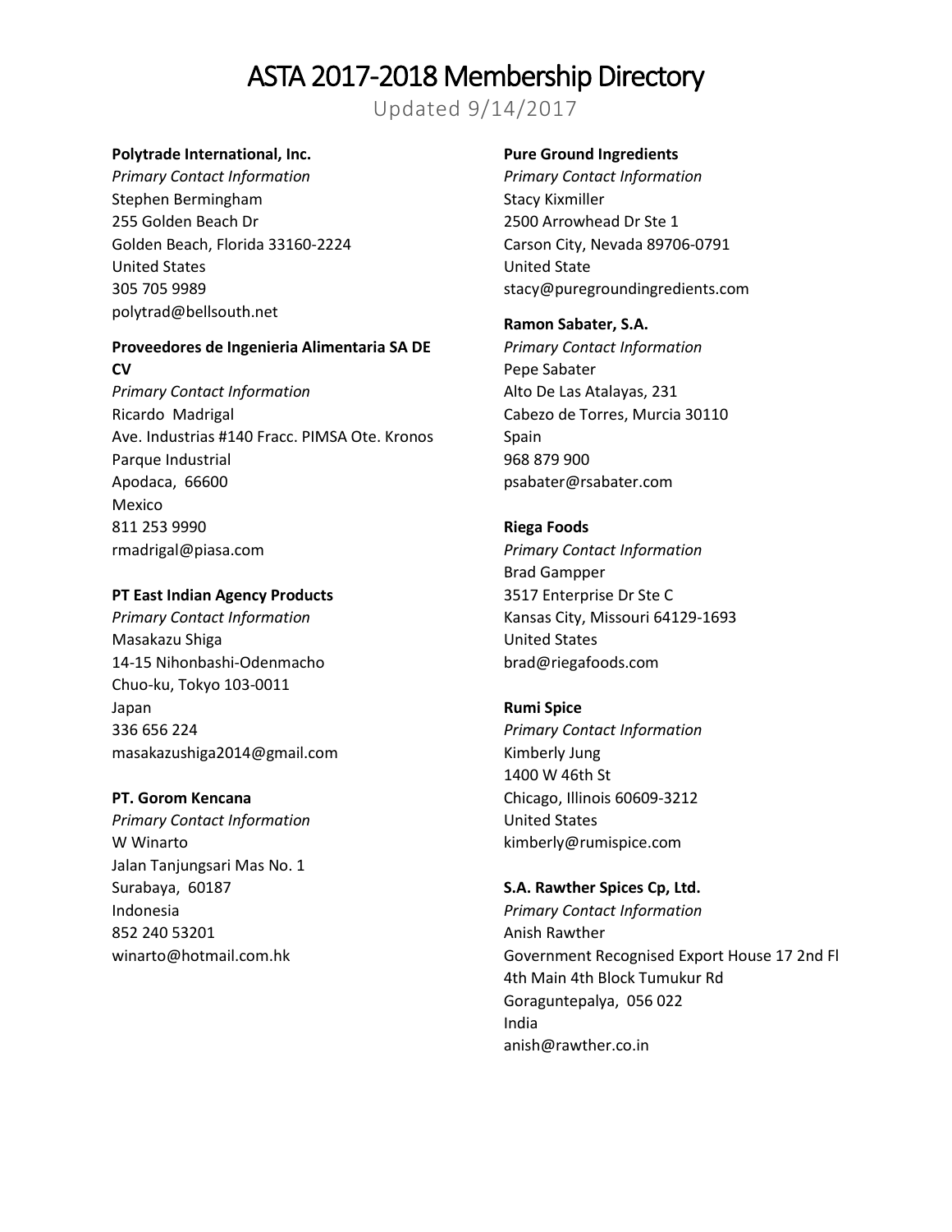# ASTA 2017-2018 Membership Directory

Updated 9/14/2017

**Polytrade International, Inc.**
*Primary Contact Information*
Stephen Bermingham
255 Golden Beach Dr
Golden Beach, Florida 33160-2224
United States
305 705 9989
polytrad@bellsouth.net

**Proveedores de Ingenieria Alimentaria SA DE CV**
*Primary Contact Information*
Ricardo Madrigal
Ave. Industrias #140 Fracc. PIMSA Ote. Kronos Parque Industrial
Apodaca, 66600
Mexico
811 253 9990
rmadrigal@piasa.com

**PT East Indian Agency Products**
*Primary Contact Information*
Masakazu Shiga
14-15 Nihonbashi-Odenmacho
Chuo-ku, Tokyo 103-0011
Japan
336 656 224
masakazushiga2014@gmail.com

**PT. Gorom Kencana**
*Primary Contact Information*
W Winarto
Jalan Tanjungsari Mas No. 1
Surabaya, 60187
Indonesia
852 240 53201
winarto@hotmail.com.hk

**Pure Ground Ingredients**
*Primary Contact Information*
Stacy Kixmiller
2500 Arrowhead Dr Ste 1
Carson City, Nevada 89706-0791
United State
stacy@puregroundingredients.com

**Ramon Sabater, S.A.**
*Primary Contact Information*
Pepe Sabater
Alto De Las Atalayas, 231
Cabezo de Torres, Murcia 30110
Spain
968 879 900
psabater@rsabater.com

**Riega Foods**
*Primary Contact Information*
Brad Gampper
3517 Enterprise Dr Ste C
Kansas City, Missouri 64129-1693
United States
brad@riegafoods.com

**Rumi Spice**
*Primary Contact Information*
Kimberly Jung
1400 W 46th St
Chicago, Illinois 60609-3212
United States
kimberly@rumispice.com

**S.A. Rawther Spices Cp, Ltd.**
*Primary Contact Information*
Anish Rawther
Government Recognised Export House 17 2nd Fl
4th Main 4th Block Tumukur Rd
Goraguntepalya, 056 022
India
anish@rawther.co.in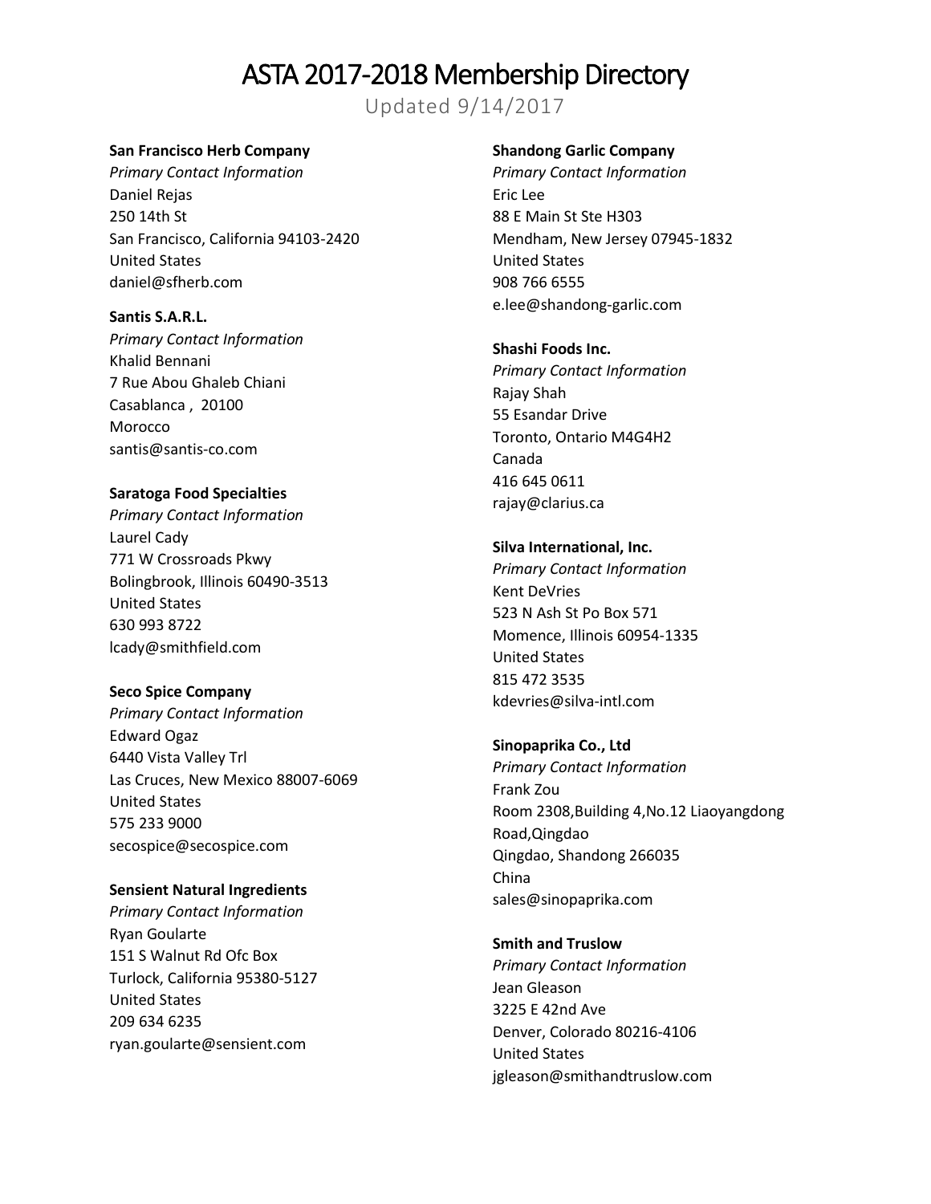# ASTA 2017-2018 Membership Directory

Updated 9/14/2017

**San Francisco Herb Company**
*Primary Contact Information*
Daniel Rejas
250 14th St
San Francisco, California 94103-2420
United States
daniel@sfherb.com

**Santis S.A.R.L.**
*Primary Contact Information*
Khalid Bennani
7 Rue Abou Ghaleb Chiani
Casablanca , 20100
Morocco
santis@santis-co.com

**Saratoga Food Specialties**
*Primary Contact Information*
Laurel Cady
771 W Crossroads Pkwy
Bolingbrook, Illinois 60490-3513
United States
630 993 8722
lcady@smithfield.com

**Seco Spice Company**
*Primary Contact Information*
Edward Ogaz
6440 Vista Valley Trl
Las Cruces, New Mexico 88007-6069
United States
575 233 9000
secospice@secospice.com

**Sensient Natural Ingredients**
*Primary Contact Information*
Ryan Goularte
151 S Walnut Rd Ofc Box
Turlock, California 95380-5127
United States
209 634 6235
ryan.goularte@sensient.com

**Shandong Garlic Company**
*Primary Contact Information*
Eric Lee
88 E Main St Ste H303
Mendham, New Jersey 07945-1832
United States
908 766 6555
e.lee@shandong-garlic.com

**Shashi Foods Inc.**
*Primary Contact Information*
Rajay Shah
55 Esandar Drive
Toronto, Ontario M4G4H2
Canada
416 645 0611
rajay@clarius.ca

**Silva International, Inc.**
*Primary Contact Information*
Kent DeVries
523 N Ash St Po Box 571
Momence, Illinois 60954-1335
United States
815 472 3535
kdevries@silva-intl.com

**Sinopaprika Co., Ltd**
*Primary Contact Information*
Frank Zou
Room 2308,Building 4,No.12 Liaoyangdong Road,Qingdao
Qingdao, Shandong 266035
China
sales@sinopaprika.com

**Smith and Truslow**
*Primary Contact Information*
Jean Gleason
3225 E 42nd Ave
Denver, Colorado 80216-4106
United States
jgleason@smithandtruslow.com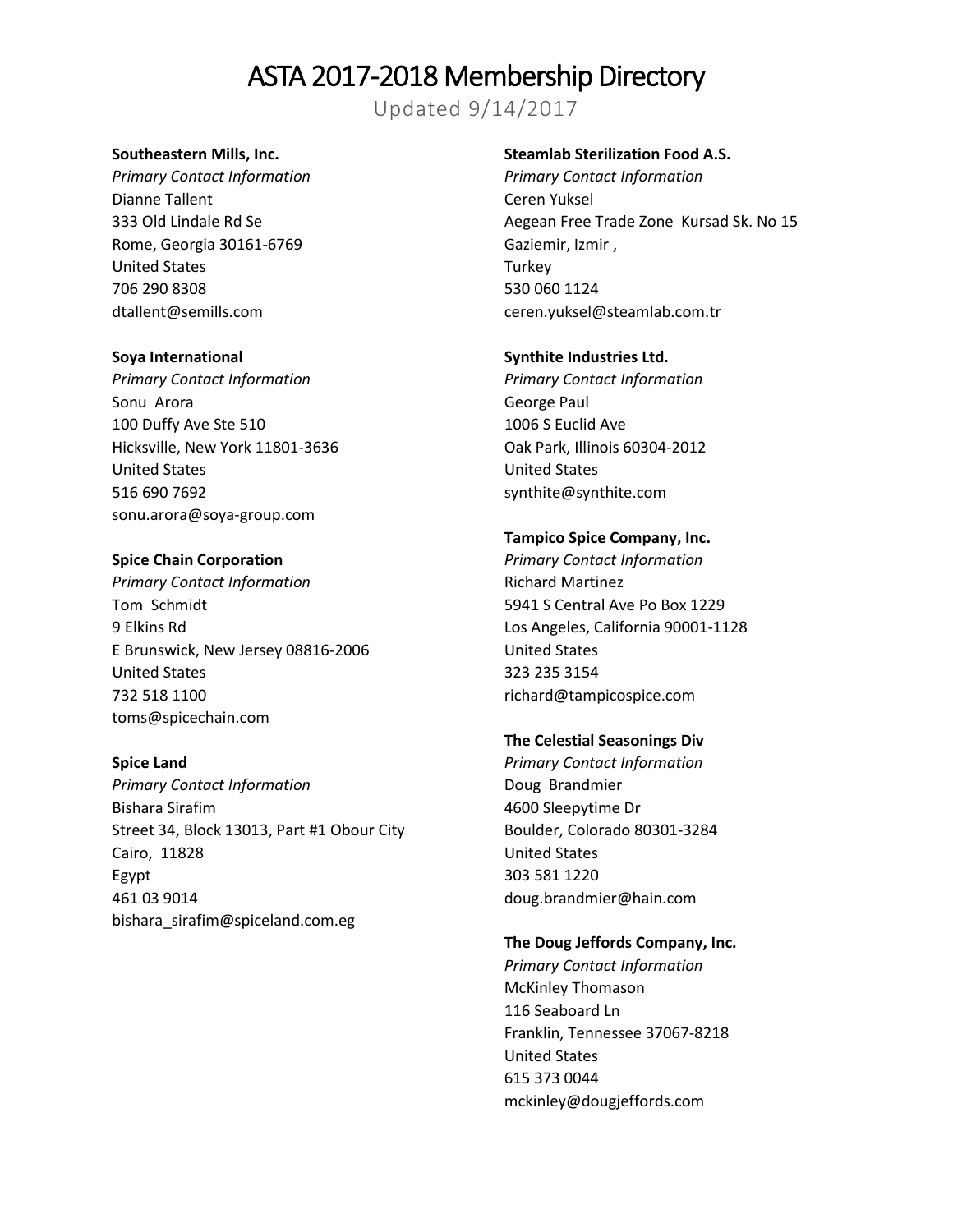# ASTA 2017-2018 Membership Directory

Updated 9/14/2017

**Southeastern Mills, Inc.**
*Primary Contact Information*
Dianne Tallent
333 Old Lindale Rd Se
Rome, Georgia 30161-6769
United States
706 290 8308
dtallent@semills.com

**Soya International**
*Primary Contact Information*
Sonu Arora
100 Duffy Ave Ste 510
Hicksville, New York 11801-3636
United States
516 690 7692
sonu.arora@soya-group.com

**Spice Chain Corporation**
*Primary Contact Information*
Tom Schmidt
9 Elkins Rd
E Brunswick, New Jersey 08816-2006
United States
732 518 1100
toms@spicechain.com

**Spice Land**
*Primary Contact Information*
Bishara Sirafim
Street 34, Block 13013, Part #1 Obour City
Cairo, 11828
Egypt
461 03 9014
bishara_sirafim@spiceland.com.eg

**Steamlab Sterilization Food A.S.**
*Primary Contact Information*
Ceren Yuksel
Aegean Free Trade Zone Kursad Sk. No 15
Gaziemir, Izmir ,
Turkey
530 060 1124
ceren.yuksel@steamlab.com.tr

**Synthite Industries Ltd.**
*Primary Contact Information*
George Paul
1006 S Euclid Ave
Oak Park, Illinois 60304-2012
United States
synthite@synthite.com

**Tampico Spice Company, Inc.**
*Primary Contact Information*
Richard Martinez
5941 S Central Ave Po Box 1229
Los Angeles, California 90001-1128
United States
323 235 3154
richard@tampicospice.com

**The Celestial Seasonings Div**
*Primary Contact Information*
Doug Brandmier
4600 Sleepytime Dr
Boulder, Colorado 80301-3284
United States
303 581 1220
doug.brandmier@hain.com

**The Doug Jeffords Company, Inc.**
*Primary Contact Information*
McKinley Thomason
116 Seaboard Ln
Franklin, Tennessee 37067-8218
United States
615 373 0044
mckinley@dougjeffords.com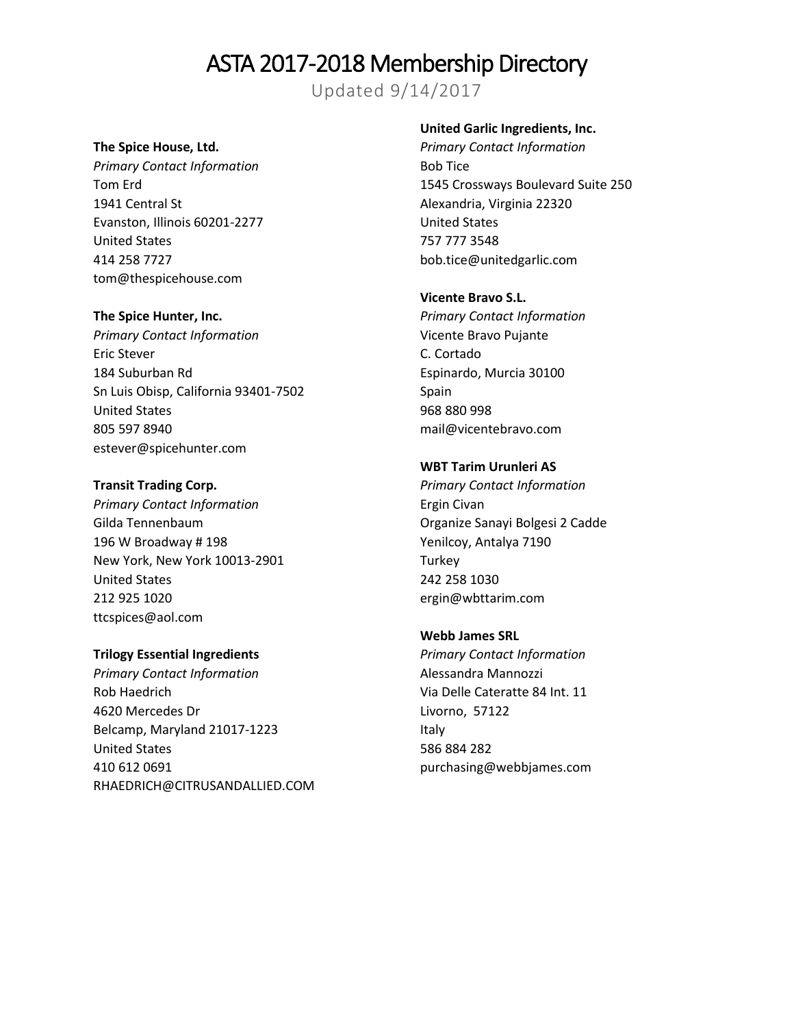# ASTA 2017-2018 Membership Directory

Updated 9/14/2017

**The Spice House, Ltd.**
*Primary Contact Information*
Tom Erd
1941 Central St
Evanston, Illinois 60201-2277
United States
414 258 7727
tom@thespicehouse.com

**The Spice Hunter, Inc.**
*Primary Contact Information*
Eric Stever
184 Suburban Rd
Sn Luis Obisp, California 93401-7502
United States
805 597 8940
estever@spicehunter.com

**Transit Trading Corp.**
*Primary Contact Information*
Gilda Tennenbaum
196 W Broadway # 198
New York, New York 10013-2901
United States
212 925 1020
ttcspices@aol.com

**Trilogy Essential Ingredients**
*Primary Contact Information*
Rob Haedrich
4620 Mercedes Dr
Belcamp, Maryland 21017-1223
United States
410 612 0691
RHAEDRICH@CITRUSANDALLIED.COM

**United Garlic Ingredients, Inc.**
*Primary Contact Information*
Bob Tice
1545 Crossways Boulevard Suite 250
Alexandria, Virginia 22320
United States
757 777 3548
bob.tice@unitedgarlic.com

**Vicente Bravo S.L.**
*Primary Contact Information*
Vicente Bravo Pujante
C. Cortado
Espinardo, Murcia 30100
Spain
968 880 998
mail@vicentebravo.com

**WBT Tarim Urunleri AS**
*Primary Contact Information*
Ergin Civan
Organize Sanayi Bolgesi 2 Cadde
Yenilcoy, Antalya 7190
Turkey
242 258 1030
ergin@wbttarim.com

**Webb James SRL**
*Primary Contact Information*
Alessandra Mannozzi
Via Delle Cateratte 84 Int. 11
Livorno, 57122
Italy
586 884 282
purchasing@webbjames.com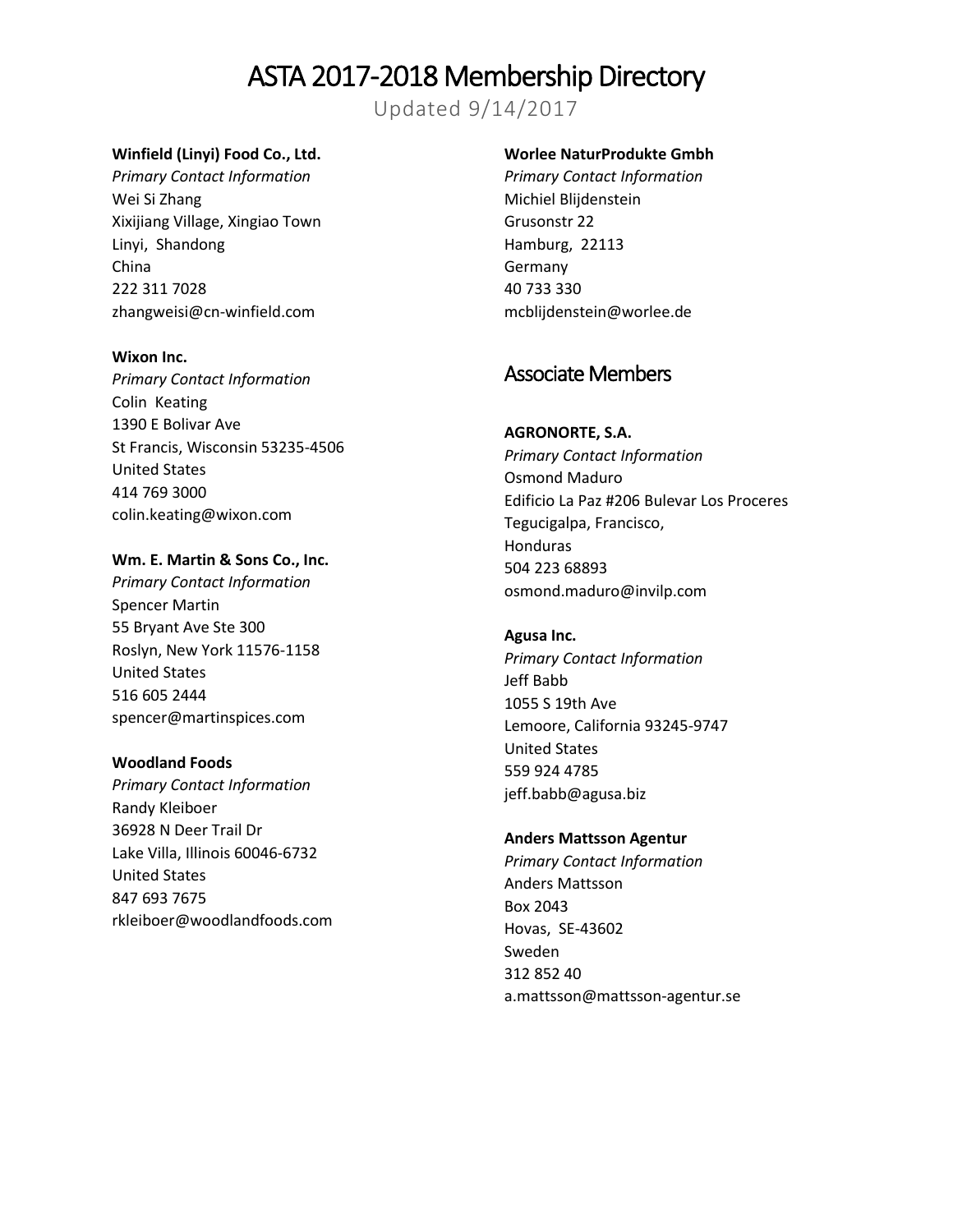# ASTA 2017-2018 Membership Directory

Updated 9/14/2017

**Winfield (Linyi) Food Co., Ltd.**
*Primary Contact Information*
Wei Si Zhang
Xixijiang Village, Xingiao Town
Linyi, Shandong
China
222 311 7028
zhangweisi@cn-winfield.com

**Wixon Inc.**
*Primary Contact Information*
Colin Keating
1390 E Bolivar Ave
St Francis, Wisconsin 53235-4506
United States
414 769 3000
colin.keating@wixon.com

**Wm. E. Martin & Sons Co., Inc.**
*Primary Contact Information*
Spencer Martin
55 Bryant Ave Ste 300
Roslyn, New York 11576-1158
United States
516 605 2444
spencer@martinspices.com

**Woodland Foods**
*Primary Contact Information*
Randy Kleiboer
36928 N Deer Trail Dr
Lake Villa, Illinois 60046-6732
United States
847 693 7675
rkleiboer@woodlandfoods.com

**Worlee NaturProdukte Gmbh**
*Primary Contact Information*
Michiel Blijdenstein
Grusonstr 22
Hamburg, 22113
Germany
40 733 330
mcblijdenstein@worlee.de

## Associate Members

**AGRONORTE, S.A.**
*Primary Contact Information*
Osmond Maduro
Edificio La Paz #206 Bulevar Los Proceres
Tegucigalpa, Francisco,
Honduras
504 223 68893
osmond.maduro@invilp.com

**Agusa Inc.**
*Primary Contact Information*
Jeff Babb
1055 S 19th Ave
Lemoore, California 93245-9747
United States
559 924 4785
jeff.babb@agusa.biz

**Anders Mattsson Agentur**
*Primary Contact Information*
Anders Mattsson
Box 2043
Hovas, SE-43602
Sweden
312 852 40
a.mattsson@mattsson-agentur.se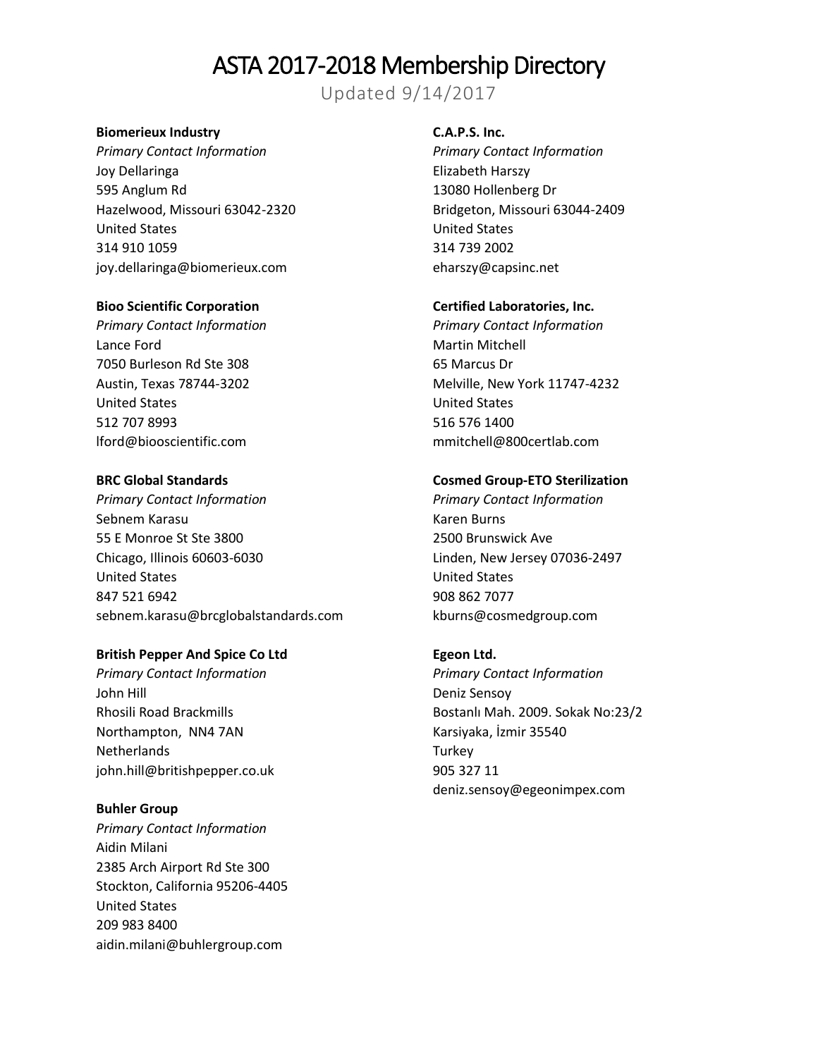# ASTA 2017-2018 Membership Directory

Updated 9/14/2017

**Biomerieux Industry**
*Primary Contact Information*
Joy Dellaringa
595 Anglum Rd
Hazelwood, Missouri 63042-2320
United States
314 910 1059
joy.dellaringa@biomerieux.com

**Bioo Scientific Corporation**
*Primary Contact Information*
Lance Ford
7050 Burleson Rd Ste 308
Austin, Texas 78744-3202
United States
512 707 8993
lford@biooscientific.com

**BRC Global Standards**
*Primary Contact Information*
Sebnem Karasu
55 E Monroe St Ste 3800
Chicago, Illinois 60603-6030
United States
847 521 6942
sebnem.karasu@brcglobalstandards.com

**British Pepper And Spice Co Ltd**
*Primary Contact Information*
John Hill
Rhosili Road Brackmills
Northampton, NN4 7AN
Netherlands
john.hill@britishpepper.co.uk

**Buhler Group**
*Primary Contact Information*
Aidin Milani
2385 Arch Airport Rd Ste 300
Stockton, California 95206-4405
United States
209 983 8400
aidin.milani@buhlergroup.com

**C.A.P.S. Inc.**
*Primary Contact Information*
Elizabeth Harszy
13080 Hollenberg Dr
Bridgeton, Missouri 63044-2409
United States
314 739 2002
eharszy@capsinc.net

**Certified Laboratories, Inc.**
*Primary Contact Information*
Martin Mitchell
65 Marcus Dr
Melville, New York 11747-4232
United States
516 576 1400
mmitchell@800certlab.com

**Cosmed Group-ETO Sterilization**
*Primary Contact Information*
Karen Burns
2500 Brunswick Ave
Linden, New Jersey 07036-2497
United States
908 862 7077
kburns@cosmedgroup.com

**Egeon Ltd.**
*Primary Contact Information*
Deniz Sensoy
Bostanlı Mah. 2009. Sokak No:23/2
Karsiyaka, İzmir 35540
Turkey
905 327 11
deniz.sensoy@egeonimpex.com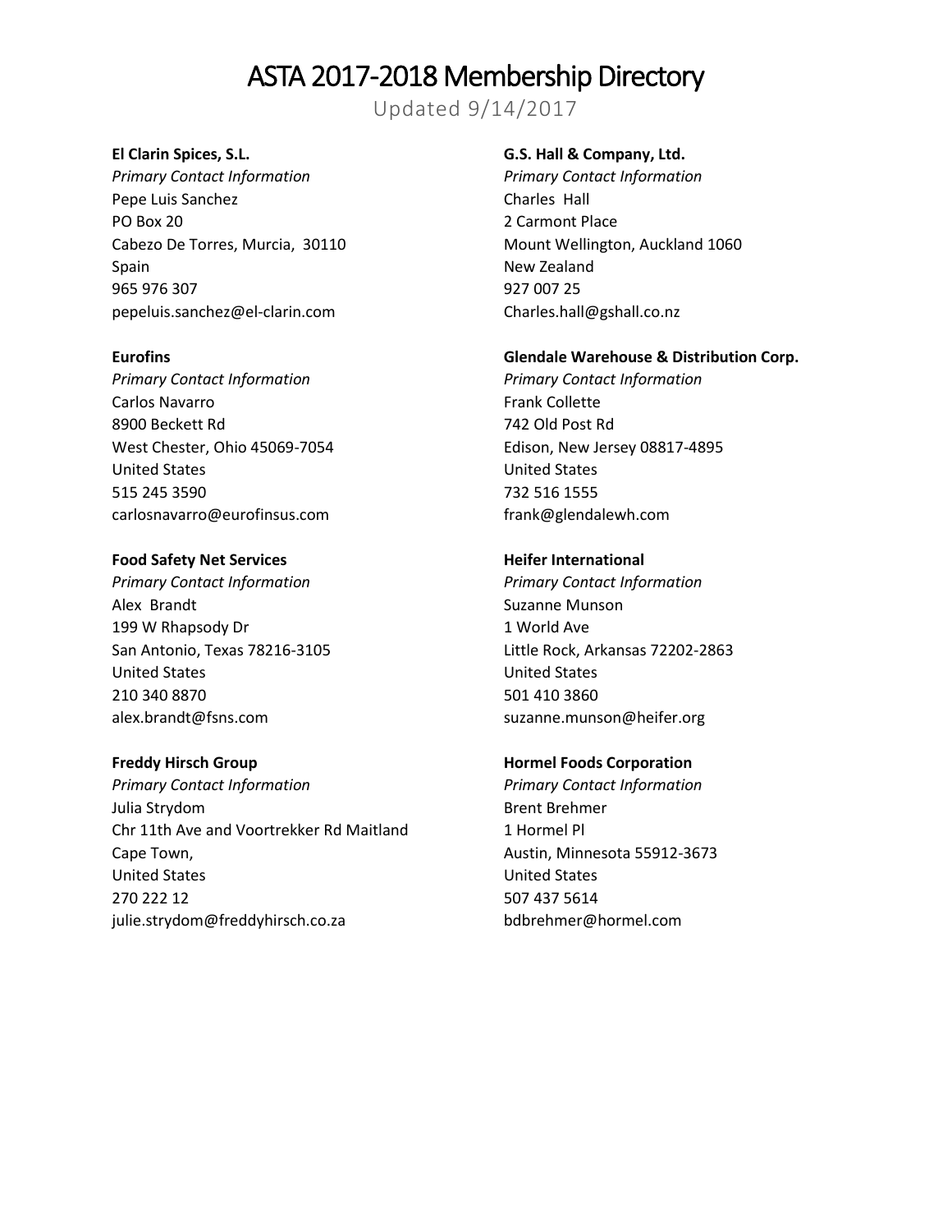# ASTA 2017-2018 Membership Directory

Updated 9/14/2017

**El Clarin Spices, S.L.**
*Primary Contact Information*
Pepe Luis Sanchez
PO Box 20
Cabezo De Torres, Murcia, 30110
Spain
965 976 307
pepeluis.sanchez@el-clarin.com

**Eurofins**
*Primary Contact Information*
Carlos Navarro
8900 Beckett Rd
West Chester, Ohio 45069-7054
United States
515 245 3590
carlosnavarro@eurofinsus.com

**Food Safety Net Services**
*Primary Contact Information*
Alex Brandt
199 W Rhapsody Dr
San Antonio, Texas 78216-3105
United States
210 340 8870
alex.brandt@fsns.com

**Freddy Hirsch Group**
*Primary Contact Information*
Julia Strydom
Chr 11th Ave and Voortrekker Rd Maitland
Cape Town,
United States
270 222 12
julie.strydom@freddyhirsch.co.za

**G.S. Hall & Company, Ltd.**
*Primary Contact Information*
Charles Hall
2 Carmont Place
Mount Wellington, Auckland 1060
New Zealand
927 007 25
Charles.hall@gshall.co.nz

**Glendale Warehouse & Distribution Corp.**
*Primary Contact Information*
Frank Collette
742 Old Post Rd
Edison, New Jersey 08817-4895
United States
732 516 1555
frank@glendalewh.com

**Heifer International**
*Primary Contact Information*
Suzanne Munson
1 World Ave
Little Rock, Arkansas 72202-2863
United States
501 410 3860
suzanne.munson@heifer.org

**Hormel Foods Corporation**
*Primary Contact Information*
Brent Brehmer
1 Hormel Pl
Austin, Minnesota 55912-3673
United States
507 437 5614
bdbrehmer@hormel.com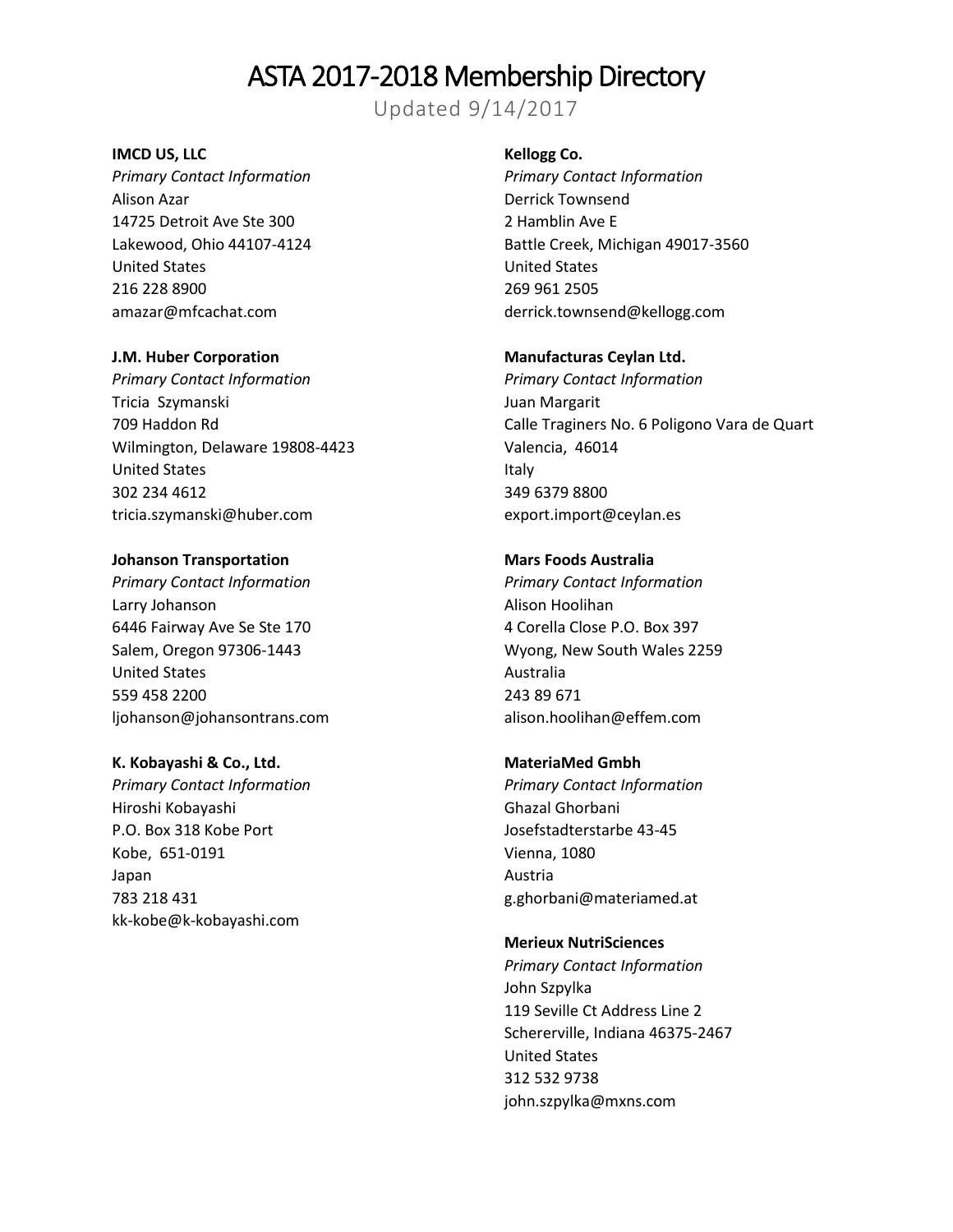# ASTA 2017-2018 Membership Directory

Updated 9/14/2017

**IMCD US, LLC**
*Primary Contact Information*
Alison Azar
14725 Detroit Ave Ste 300
Lakewood, Ohio 44107-4124
United States
216 228 8900
amazar@mfcachat.com

**J.M. Huber Corporation**
*Primary Contact Information*
Tricia  Szymanski
709 Haddon Rd
Wilmington, Delaware 19808-4423
United States
302 234 4612
tricia.szymanski@huber.com

**Johanson Transportation**
*Primary Contact Information*
Larry Johanson
6446 Fairway Ave Se Ste 170
Salem, Oregon 97306-1443
United States
559 458 2200
ljohanson@johansontrans.com

**K. Kobayashi & Co., Ltd.**
*Primary Contact Information*
Hiroshi Kobayashi
P.O. Box 318 Kobe Port
Kobe,  651-0191
Japan
783 218 431
kk-kobe@k-kobayashi.com

**Kellogg Co.**
*Primary Contact Information*
Derrick Townsend
2 Hamblin Ave E
Battle Creek, Michigan 49017-3560
United States
269 961 2505
derrick.townsend@kellogg.com

**Manufacturas Ceylan Ltd.**
*Primary Contact Information*
Juan Margarit
Calle Traginers No. 6 Poligono Vara de Quart
Valencia,  46014
Italy
349 6379 8800
export.import@ceylan.es

**Mars Foods Australia**
*Primary Contact Information*
Alison Hoolihan
4 Corella Close P.O. Box 397
Wyong, New South Wales 2259
Australia
243 89 671
alison.hoolihan@effem.com

**MateriaMed Gmbh**
*Primary Contact Information*
Ghazal Ghorbani
Josefstadterstarbe 43-45
Vienna, 1080
Austria
g.ghorbani@materiamed.at

**Merieux NutriSciences**
*Primary Contact Information*
John Szpylka
119 Seville Ct Address Line 2
Schererville, Indiana 46375-2467
United States
312 532 9738
john.szpylka@mxns.com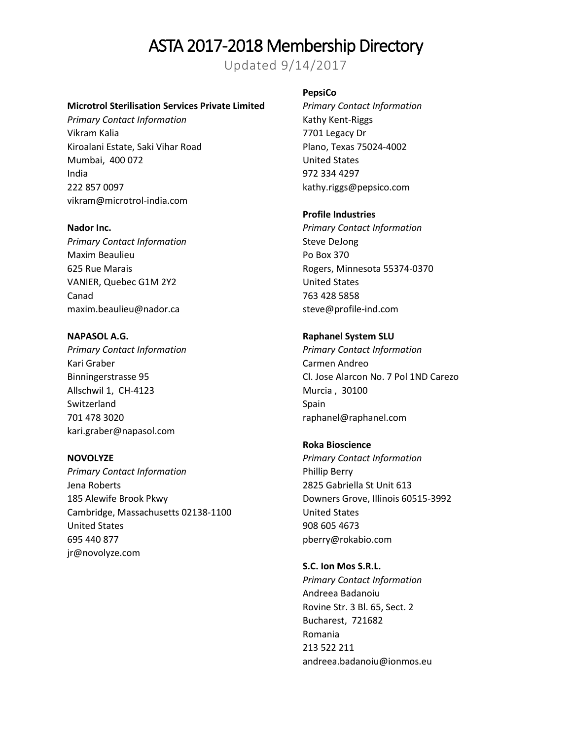# ASTA 2017-2018 Membership Directory

Updated 9/14/2017

**Microtrol Sterilisation Services Private Limited**
*Primary Contact Information*
Vikram Kalia
Kiroalani Estate, Saki Vihar Road
Mumbai, 400 072
India
222 857 0097
vikram@microtrol-india.com

**Nador Inc.**
*Primary Contact Information*
Maxim Beaulieu
625 Rue Marais
VANIER, Quebec G1M 2Y2
Canad
maxim.beaulieu@nador.ca

**NAPASOL A.G.**
*Primary Contact Information*
Kari Graber
Binningerstrasse 95
Allschwil 1, CH-4123
Switzerland
701 478 3020
kari.graber@napasol.com

**NOVOLYZE**
*Primary Contact Information*
Jena Roberts
185 Alewife Brook Pkwy
Cambridge, Massachusetts 02138-1100
United States
695 440 877
jr@novolyze.com

**PepsiCo**
*Primary Contact Information*
Kathy Kent-Riggs
7701 Legacy Dr
Plano, Texas 75024-4002
United States
972 334 4297
kathy.riggs@pepsico.com

**Profile Industries**
*Primary Contact Information*
Steve DeJong
Po Box 370
Rogers, Minnesota 55374-0370
United States
763 428 5858
steve@profile-ind.com

**Raphanel System SLU**
*Primary Contact Information*
Carmen Andreo
Cl. Jose Alarcon No. 7 Pol 1ND Carezo
Murcia , 30100
Spain
raphanel@raphanel.com

**Roka Bioscience**
*Primary Contact Information*
Phillip Berry
2825 Gabriella St Unit 613
Downers Grove, Illinois 60515-3992
United States
908 605 4673
pberry@rokabio.com

**S.C. Ion Mos S.R.L.**
*Primary Contact Information*
Andreea Badanoiu
Rovine Str. 3 Bl. 65, Sect. 2
Bucharest, 721682
Romania
213 522 211
andreea.badanoiu@ionmos.eu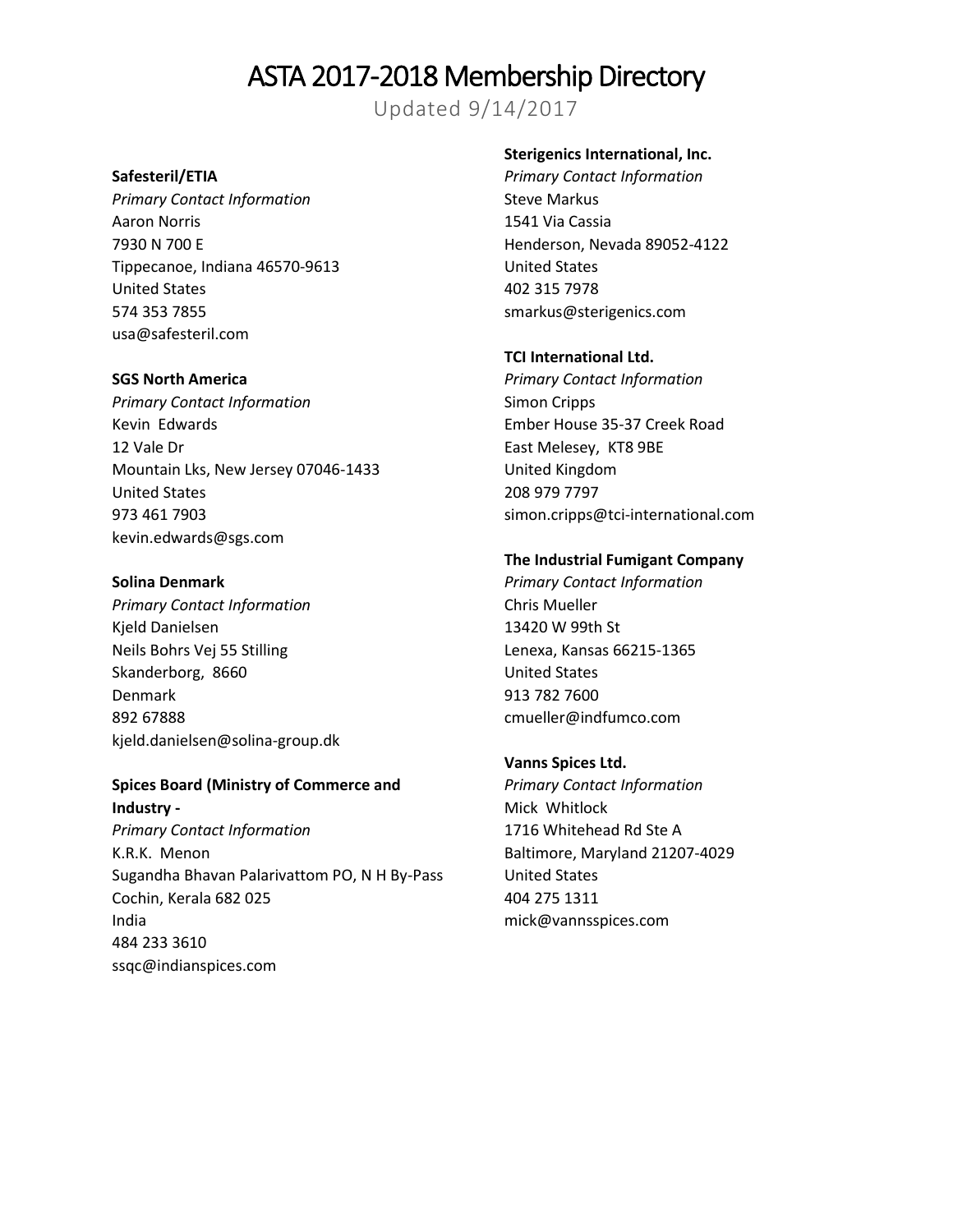# ASTA 2017-2018 Membership Directory

Updated 9/14/2017

**Safesteril/ETIA**
*Primary Contact Information*
Aaron Norris
7930 N 700 E
Tippecanoe, Indiana 46570-9613
United States
574 353 7855
usa@safesteril.com

**SGS North America**
*Primary Contact Information*
Kevin Edwards
12 Vale Dr
Mountain Lks, New Jersey 07046-1433
United States
973 461 7903
kevin.edwards@sgs.com

**Solina Denmark**
*Primary Contact Information*
Kjeld Danielsen
Neils Bohrs Vej 55 Stilling
Skanderborg, 8660
Denmark
892 67888
kjeld.danielsen@solina-group.dk

**Spices Board (Ministry of Commerce and Industry -**
*Primary Contact Information*
K.R.K. Menon
Sugandha Bhavan Palarivattom PO, N H By-Pass
Cochin, Kerala 682 025
India
484 233 3610
ssqc@indianspices.com

**Sterigenics International, Inc.**
*Primary Contact Information*
Steve Markus
1541 Via Cassia
Henderson, Nevada 89052-4122
United States
402 315 7978
smarkus@sterigenics.com

**TCI International Ltd.**
*Primary Contact Information*
Simon Cripps
Ember House 35-37 Creek Road
East Melesey, KT8 9BE
United Kingdom
208 979 7797
simon.cripps@tci-international.com

**The Industrial Fumigant Company**
*Primary Contact Information*
Chris Mueller
13420 W 99th St
Lenexa, Kansas 66215-1365
United States
913 782 7600
cmueller@indfumco.com

**Vanns Spices Ltd.**
*Primary Contact Information*
Mick Whitlock
1716 Whitehead Rd Ste A
Baltimore, Maryland 21207-4029
United States
404 275 1311
mick@vannsspices.com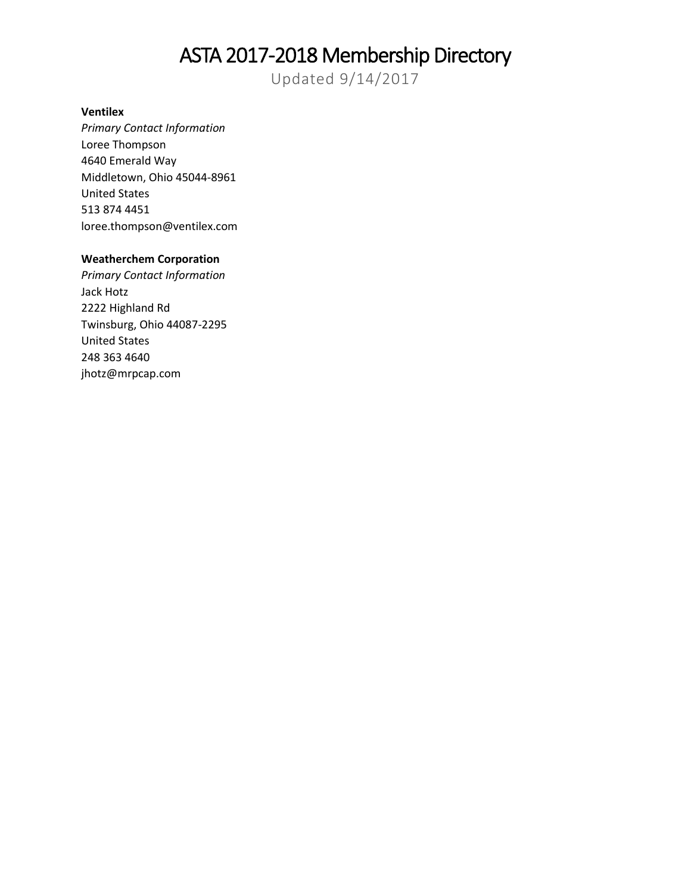**Ventilex**

*Primary Contact Information*

Loree Thompson
4640 Emerald Way
Middletown, Ohio 45044-8961
United States
513 874 4451
loree.thompson@ventilex.com

**Weatherchem Corporation**

*Primary Contact Information*

Jack Hotz
2222 Highland Rd
Twinsburg, Ohio 44087-2295
United States
248 363 4640
jhotz@mrpcap.com